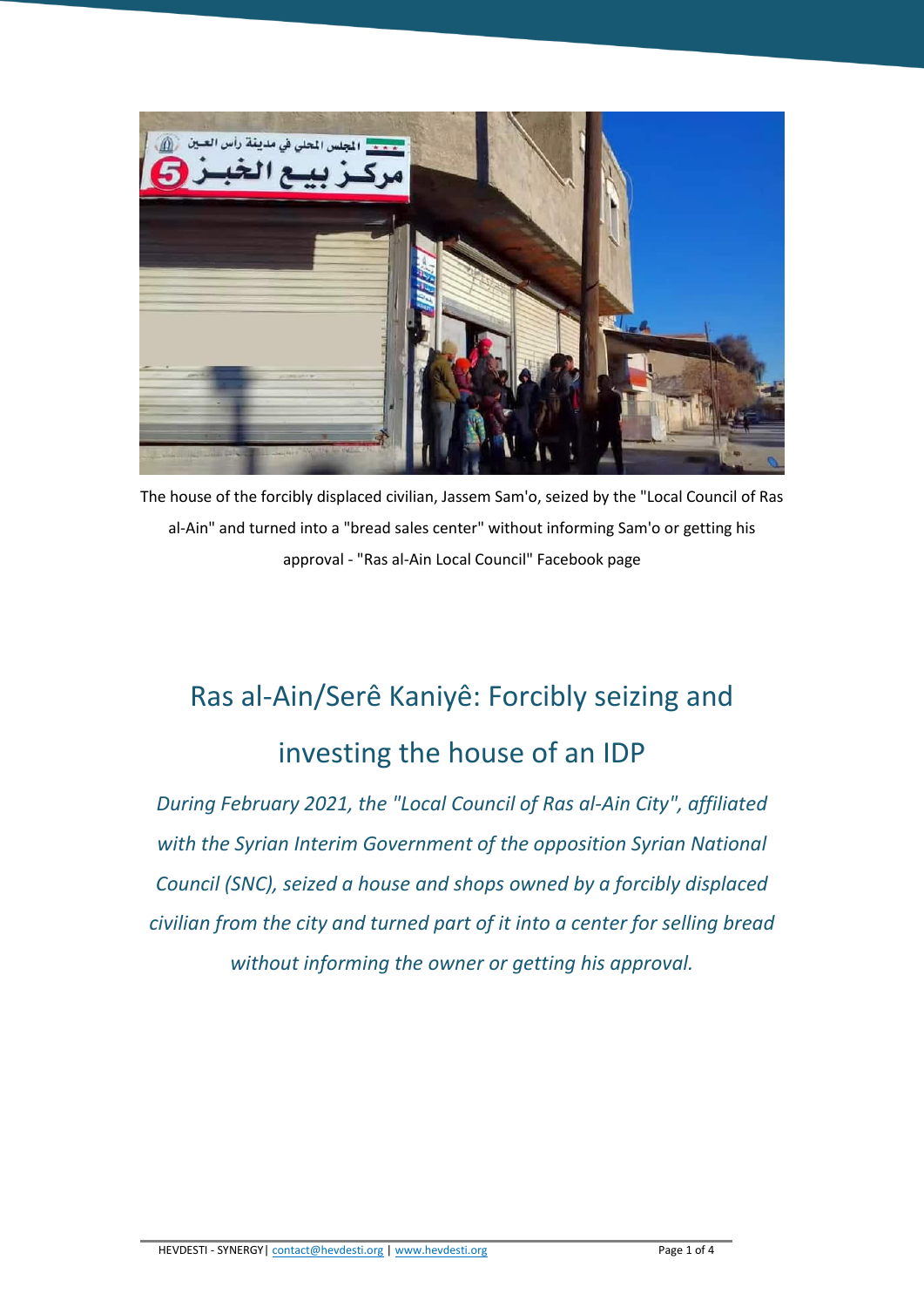The house of the forcibly displaced civilian, Jassem Sam'o, seized by the "Local Council of Ras al-Ain" and turned into a "bread sales center" without informing Sam'o or getting his approval - "Ras al-Ain Local Council" Facebook page

# Ras al-Ain/Serê Kaniyê: Forcibly seizing and investing the house of an IDP

*During February 2021, the "Local Council of Ras al-Ain City", affiliated with the Syrian Interim Government of the opposition Syrian National Council (SNC), seized a house and shops owned by a forcibly displaced civilian from the city and turned part of it into a center for selling bread without informing the owner or getting his approval.*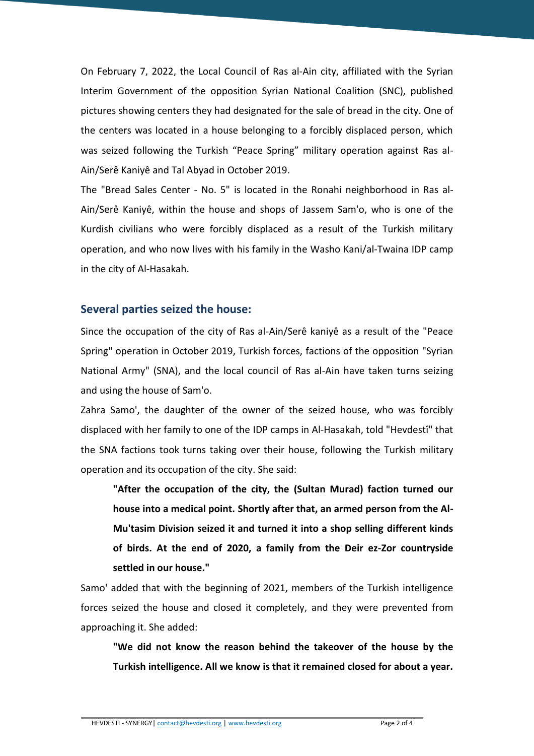On February 7, 2022, the Local Council of Ras al-Ain city, affiliated with the Syrian Interim Government of the opposition Syrian National Coalition (SNC), published pictures showing centers they had designated for the sale of bread in the city. One of the centers was located in a house belonging to a forcibly displaced person, which was seized following the Turkish "Peace Spring" military operation against Ras al-Ain/Serê Kaniyê and Tal Abyad in October 2019.

The "Bread Sales Center - No. 5" is located in the Ronahi neighborhood in Ras al-Ain/Serê Kaniyê, within the house and shops of Jassem Sam'o, who is one of the Kurdish civilians who were forcibly displaced as a result of the Turkish military operation, and who now lives with his family in the Washo Kani/al-Twaina IDP camp in the city of Al-Hasakah.

## Several parties seized the house:

Since the occupation of the city of Ras al-Ain/Serê kaniyê as a result of the "Peace Spring" operation in October 2019, Turkish forces, factions of the opposition "Syrian National Army" (SNA), and the local council of Ras al-Ain have taken turns seizing and using the house of Sam'o.

Zahra Samo', the daughter of the owner of the seized house, who was forcibly displaced with her family to one of the IDP camps in Al-Hasakah, told "Hevdestî" that the SNA factions took turns taking over their house, following the Turkish military operation and its occupation of the city. She said:

> **"After the occupation of the city, the (Sultan Murad) faction turned our house into a medical point. Shortly after that, an armed person from the Al-Mu'tasim Division seized it and turned it into a shop selling different kinds of birds. At the end of 2020, a family from the Deir ez-Zor countryside settled in our house."**

Samo' added that with the beginning of 2021, members of the Turkish intelligence forces seized the house and closed it completely, and they were prevented from approaching it. She added:

> **"We did not know the reason behind the takeover of the house by the Turkish intelligence. All we know is that it remained closed for about a year.**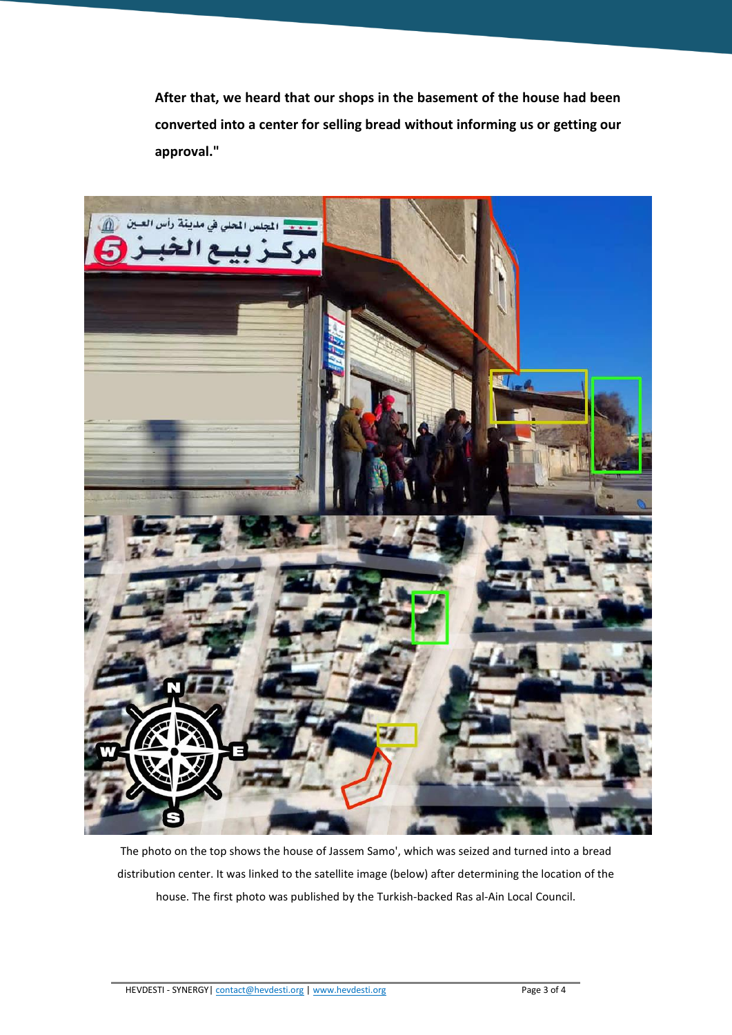**After that, we heard that our shops in the basement of the house had been converted into a center for selling bread without informing us or getting our approval."**

The photo on the top shows the house of Jassem Samo', which was seized and turned into a bread distribution center. It was linked to the satellite image (below) after determining the location of the house. The first photo was published by the Turkish-backed Ras al-Ain Local Council.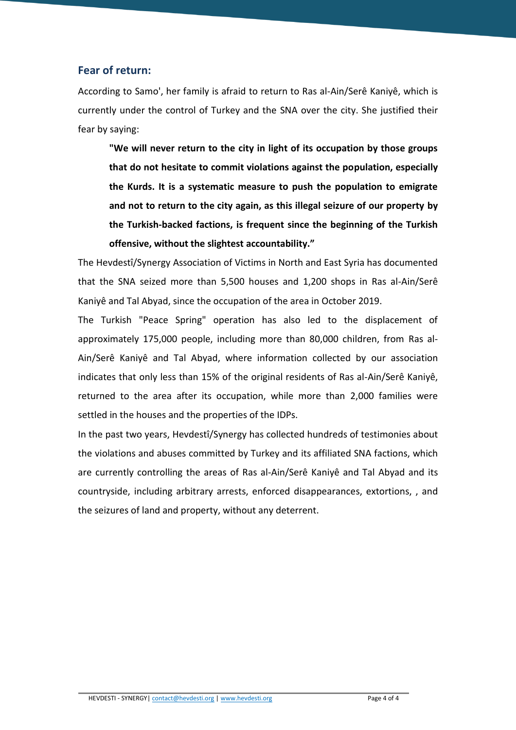## Fear of return:

According to Samo', her family is afraid to return to Ras al-Ain/Serê Kaniyê, which is currently under the control of Turkey and the SNA over the city. She justified their fear by saying:

> **"We will never return to the city in light of its occupation by those groups that do not hesitate to commit violations against the population, especially the Kurds. It is a systematic measure to push the population to emigrate and not to return to the city again, as this illegal seizure of our property by the Turkish-backed factions, is frequent since the beginning of the Turkish offensive, without the slightest accountability."**

The Hevdestî/Synergy Association of Victims in North and East Syria has documented that the SNA seized more than 5,500 houses and 1,200 shops in Ras al-Ain/Serê Kaniyê and Tal Abyad, since the occupation of the area in October 2019.

The Turkish "Peace Spring" operation has also led to the displacement of approximately 175,000 people, including more than 80,000 children, from Ras al-Ain/Serê Kaniyê and Tal Abyad, where information collected by our association indicates that only less than 15% of the original residents of Ras al-Ain/Serê Kaniyê, returned to the area after its occupation, while more than 2,000 families were settled in the houses and the properties of the IDPs.

In the past two years, Hevdestî/Synergy has collected hundreds of testimonies about the violations and abuses committed by Turkey and its affiliated SNA factions, which are currently controlling the areas of Ras al-Ain/Serê Kaniyê and Tal Abyad and its countryside, including arbitrary arrests, enforced disappearances, extortions, , and the seizures of land and property, without any deterrent.